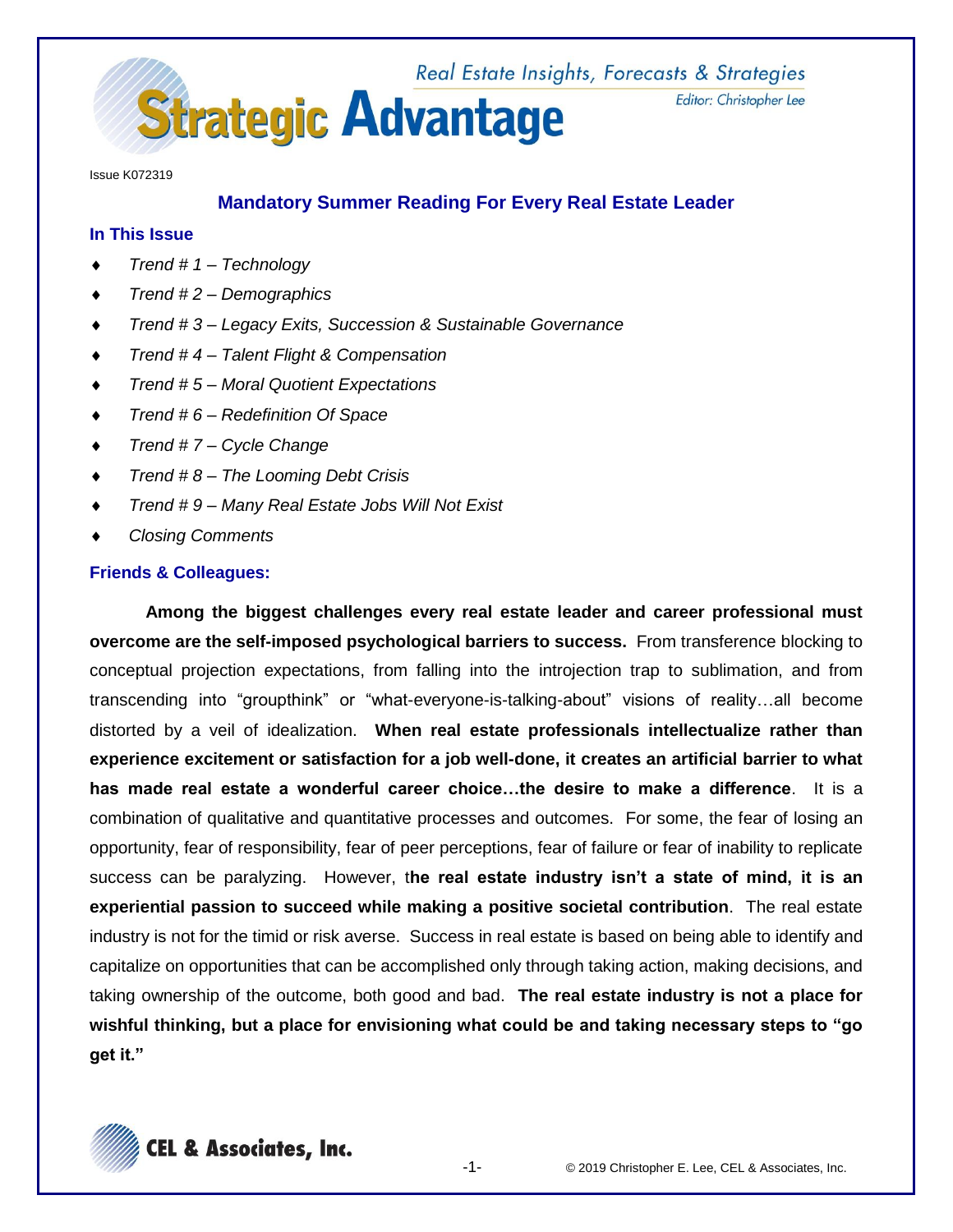# Strategic Advantage

Real Estate Insights, Forecasts & Strategies

Editor: Christopher Lee

Issue K072319

## Mandatory Summer Reading For Every Real Estate Leader

### In This Issue

- *Trend # 1 – Technology*
- *Trend # 2 – Demographics*
- *Trend # 3 – Legacy Exits, Succession & Sustainable Governance*
- *Trend # 4 – Talent Flight & Compensation*
- *Trend # 5 – Moral Quotient Expectations*
- *Trend # 6 – Redefinition Of Space*
- *Trend # 7 – Cycle Change*
- *Trend # 8 – The Looming Debt Crisis*
- *Trend # 9 – Many Real Estate Jobs Will Not Exist*
- *Closing Comments*

### Friends & Colleagues:

**Among the biggest challenges every real estate leader and career professional must overcome are the self-imposed psychological barriers to success.** From transference blocking to conceptual projection expectations, from falling into the introjection trap to sublimation, and from transcending into "groupthink" or "what-everyone-is-talking-about" visions of reality…all become distorted by a veil of idealization. **When real estate professionals intellectualize rather than experience excitement or satisfaction for a job well-done, it creates an artificial barrier to what has made real estate a wonderful career choice…the desire to make a difference**. It is a combination of qualitative and quantitative processes and outcomes. For some, the fear of losing an opportunity, fear of responsibility, fear of peer perceptions, fear of failure or fear of inability to replicate success can be paralyzing. However, t**he real estate industry isn't a state of mind, it is an experiential passion to succeed while making a positive societal contribution**. The real estate industry is not for the timid or risk averse. Success in real estate is based on being able to identify and capitalize on opportunities that can be accomplished only through taking action, making decisions, and taking ownership of the outcome, both good and bad. **The real estate industry is not a place for wishful thinking, but a place for envisioning what could be and taking necessary steps to "go get it."**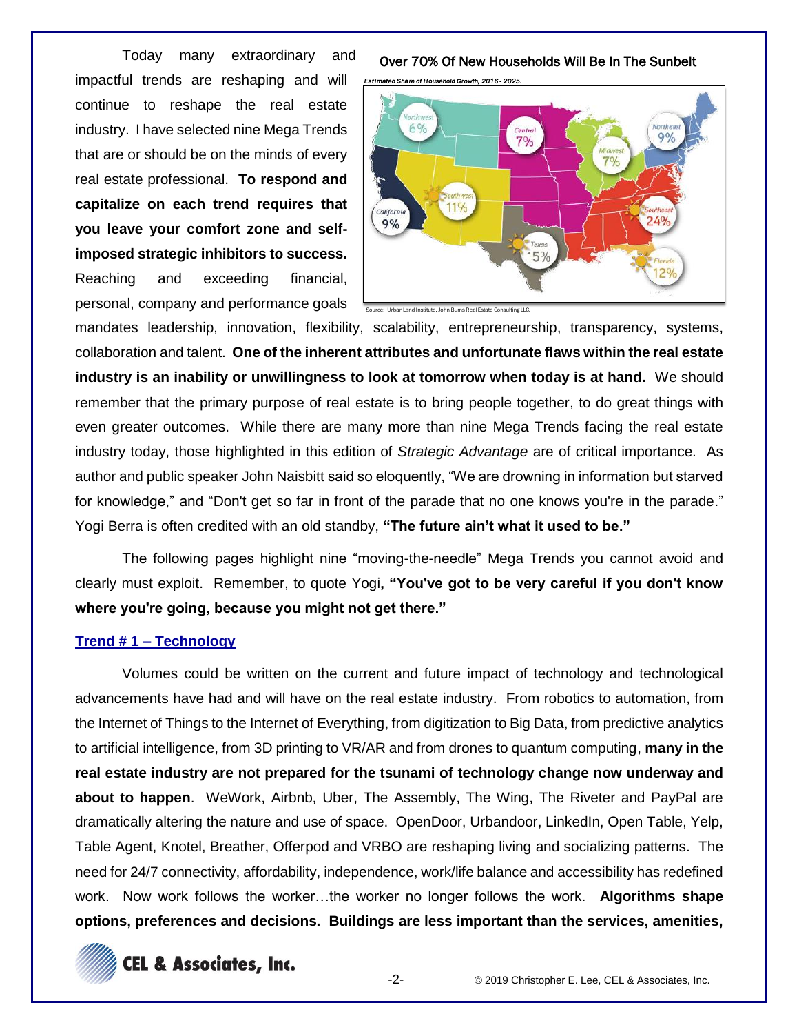Today many extraordinary and impactful trends are reshaping and will continue to reshape the real estate industry. I have selected nine Mega Trends that are or should be on the minds of every real estate professional. **To respond and capitalize on each trend requires that you leave your comfort zone and self-imposed strategic inhibitors to success.** Reaching and exceeding financial, personal, company and performance goals mandates leadership, innovation, flexibility, scalability, entrepreneurship, transparency, systems, collaboration and talent. **One of the inherent attributes and unfortunate flaws within the real estate industry is an inability or unwillingness to look at tomorrow when today is at hand.** We should remember that the primary purpose of real estate is to bring people together, to do great things with even greater outcomes. While there are many more than nine Mega Trends facing the real estate industry today, those highlighted in this edition of *Strategic Advantage* are of critical importance. As author and public speaker John Naisbitt said so eloquently, "We are drowning in information but starved for knowledge," and "Don't get so far in front of the parade that no one knows you're in the parade." Yogi Berra is often credited with an old standby, **"The future ain't what it used to be."**

Over 70% Of New Households Will Be In The Sunbelt

*Estimated Share of Household Growth, 2016 - 2025.*

Northwest 6%, Central 7%, Northeast 9%, Midwest 7%, Southwest 11%, California 9%, Southeast 24%, Texas 15%, Florida 12%

Source: Urban Land Institute, John Burns Real Estate Consulting LLC.

The following pages highlight nine "moving-the-needle" Mega Trends you cannot avoid and clearly must exploit. Remember, to quote Yogi**, "You've got to be very careful if you don't know where you're going, because you might not get there."**

## Trend # 1 – Technology

Volumes could be written on the current and future impact of technology and technological advancements have had and will have on the real estate industry. From robotics to automation, from the Internet of Things to the Internet of Everything, from digitization to Big Data, from predictive analytics to artificial intelligence, from 3D printing to VR/AR and from drones to quantum computing, **many in the real estate industry are not prepared for the tsunami of technology change now underway and about to happen**. WeWork, Airbnb, Uber, The Assembly, The Wing, The Riveter and PayPal are dramatically altering the nature and use of space. OpenDoor, Urbandoor, LinkedIn, Open Table, Yelp, Table Agent, Knotel, Breather, Offerpod and VRBO are reshaping living and socializing patterns. The need for 24/7 connectivity, affordability, independence, work/life balance and accessibility has redefined work. Now work follows the worker…the worker no longer follows the work. **Algorithms shape options, preferences and decisions. Buildings are less important than the services, amenities,**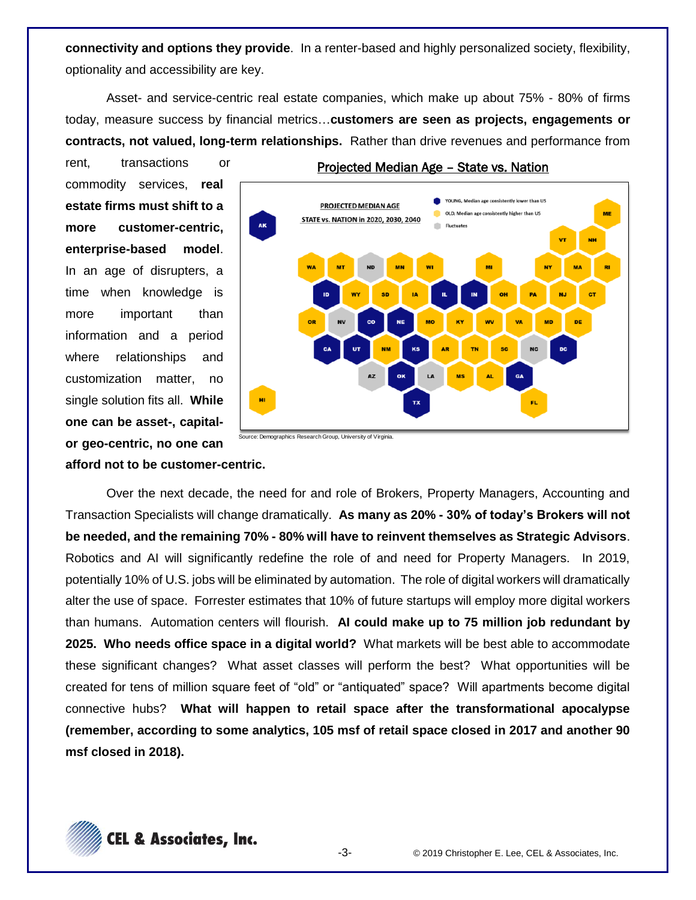**connectivity and options they provide**. In a renter-based and highly personalized society, flexibility, optionality and accessibility are key.

Asset- and service-centric real estate companies, which make up about 75% - 80% of firms today, measure success by financial metrics…**customers are seen as projects, engagements or contracts, not valued, long-term relationships.** Rather than drive revenues and performance from rent, transactions or commodity services, **real estate firms must shift to a more customer-centric, enterprise-based model**. In an age of disrupters, a time when knowledge is more important than information and a period where relationships and customization matter, no single solution fits all. **While one can be asset-, capital- or geo-centric, no one can afford not to be customer-centric.**

Projected Median Age – State vs. Nation

Source: Demographics Research Group, University of Virginia.

Over the next decade, the need for and role of Brokers, Property Managers, Accounting and Transaction Specialists will change dramatically. **As many as 20% - 30% of today's Brokers will not be needed, and the remaining 70% - 80% will have to reinvent themselves as Strategic Advisors**. Robotics and AI will significantly redefine the role of and need for Property Managers. In 2019, potentially 10% of U.S. jobs will be eliminated by automation. The role of digital workers will dramatically alter the use of space. Forrester estimates that 10% of future startups will employ more digital workers than humans. Automation centers will flourish. **AI could make up to 75 million job redundant by 2025. Who needs office space in a digital world?** What markets will be best able to accommodate these significant changes? What asset classes will perform the best? What opportunities will be created for tens of million square feet of "old" or "antiquated" space? Will apartments become digital connective hubs? **What will happen to retail space after the transformational apocalypse (remember, according to some analytics, 105 msf of retail space closed in 2017 and another 90 msf closed in 2018).**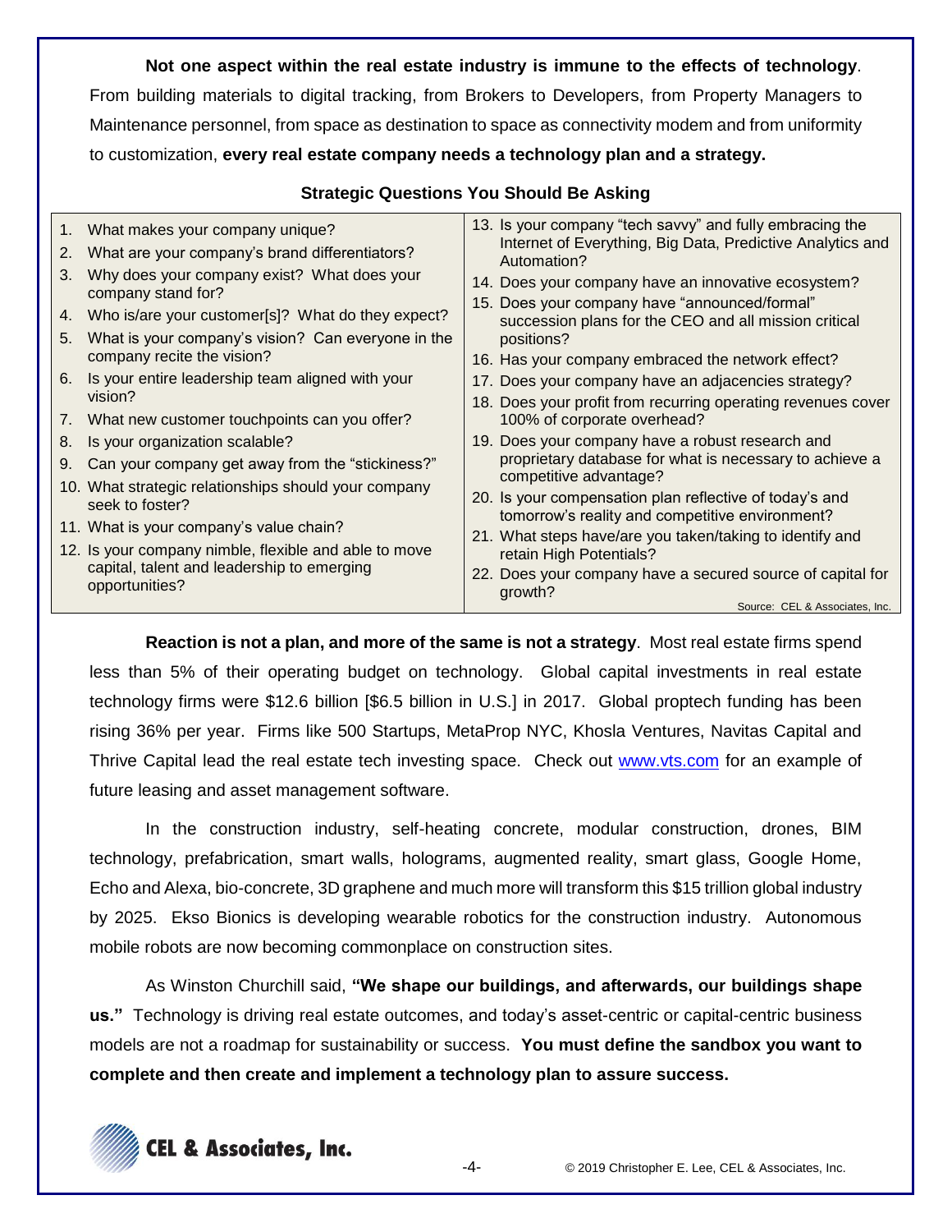**Not one aspect within the real estate industry is immune to the effects of technology**. From building materials to digital tracking, from Brokers to Developers, from Property Managers to Maintenance personnel, from space as destination to space as connectivity modem and from uniformity to customization, **every real estate company needs a technology plan and a strategy.**

### Strategic Questions You Should Be Asking

1. What makes your company unique?
2. What are your company's brand differentiators?
3. Why does your company exist? What does your company stand for?
4. Who is/are your customer[s]? What do they expect?
5. What is your company's vision? Can everyone in the company recite the vision?
6. Is your entire leadership team aligned with your vision?
7. What new customer touchpoints can you offer?
8. Is your organization scalable?
9. Can your company get away from the "stickiness?"
10. What strategic relationships should your company seek to foster?
11. What is your company's value chain?
12. Is your company nimble, flexible and able to move capital, talent and leadership to emerging opportunities?
13. Is your company "tech savvy" and fully embracing the Internet of Everything, Big Data, Predictive Analytics and Automation?
14. Does your company have an innovative ecosystem?
15. Does your company have "announced/formal" succession plans for the CEO and all mission critical positions?
16. Has your company embraced the network effect?
17. Does your company have an adjacencies strategy?
18. Does your profit from recurring operating revenues cover 100% of corporate overhead?
19. Does your company have a robust research and proprietary database for what is necessary to achieve a competitive advantage?
20. Is your compensation plan reflective of today's and tomorrow's reality and competitive environment?
21. What steps have/are you taken/taking to identify and retain High Potentials?
22. Does your company have a secured source of capital for growth?

Source: CEL & Associates, Inc.

**Reaction is not a plan, and more of the same is not a strategy**. Most real estate firms spend less than 5% of their operating budget on technology. Global capital investments in real estate technology firms were $12.6 billion [$6.5 billion in U.S.] in 2017. Global proptech funding has been rising 36% per year. Firms like 500 Startups, MetaProp NYC, Khosla Ventures, Navitas Capital and Thrive Capital lead the real estate tech investing space. Check out www.vts.com for an example of future leasing and asset management software.

In the construction industry, self-heating concrete, modular construction, drones, BIM technology, prefabrication, smart walls, holograms, augmented reality, smart glass, Google Home, Echo and Alexa, bio-concrete, 3D graphene and much more will transform this $15 trillion global industry by 2025. Ekso Bionics is developing wearable robotics for the construction industry. Autonomous mobile robots are now becoming commonplace on construction sites.

As Winston Churchill said, **"We shape our buildings, and afterwards, our buildings shape us."** Technology is driving real estate outcomes, and today's asset-centric or capital-centric business models are not a roadmap for sustainability or success. **You must define the sandbox you want to complete and then create and implement a technology plan to assure success.**

CEL & Associates, Inc.

© 2019 Christopher E. Lee, CEL & Associates, Inc.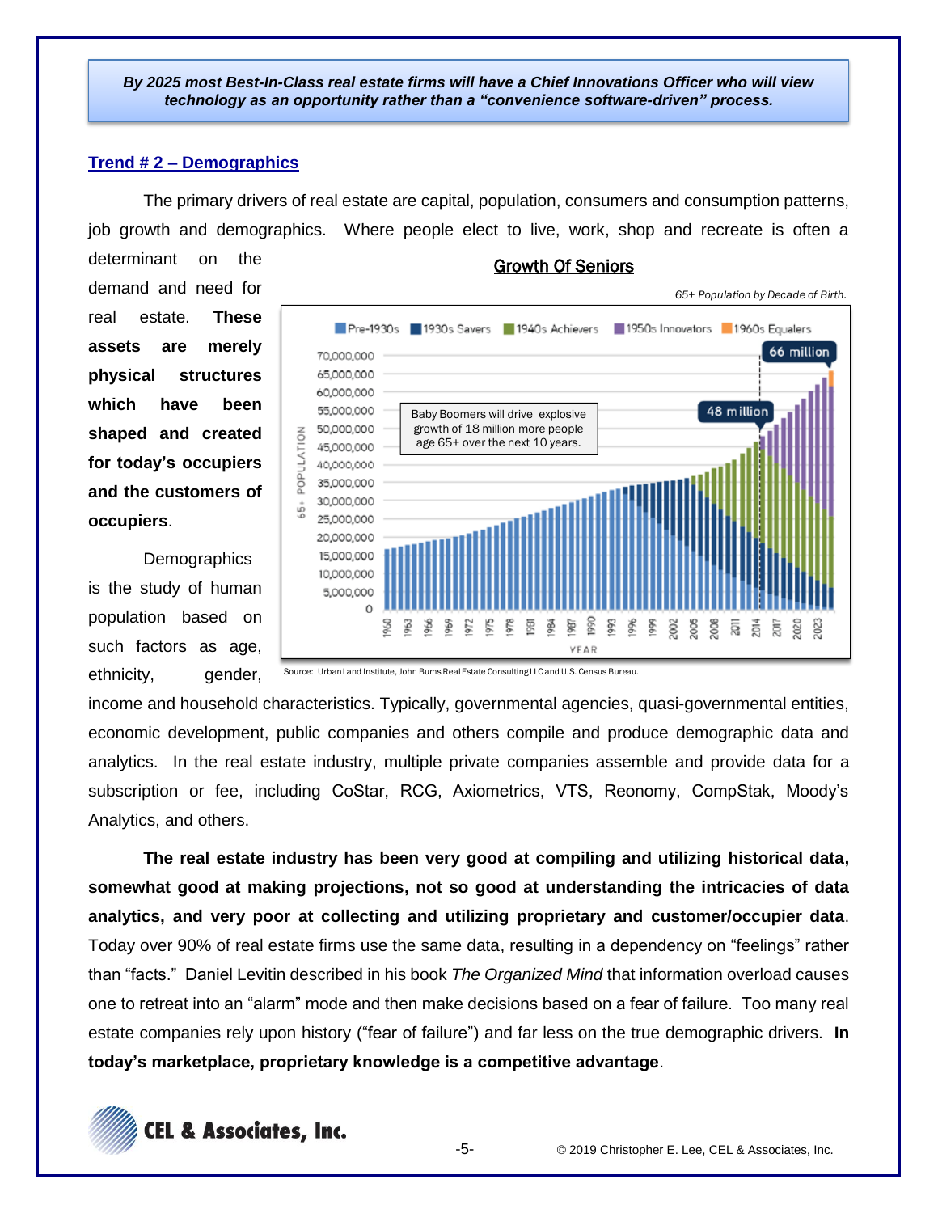***By 2025 most Best-In-Class real estate firms will have a Chief Innovations Officer who will view technology as an opportunity rather than a "convenience software-driven" process.***

## Trend # 2 – Demographics

The primary drivers of real estate are capital, population, consumers and consumption patterns, job growth and demographics. Where people elect to live, work, shop and recreate is often a determinant on the demand and need for real estate. **These assets are merely physical structures which have been shaped and created for today's occupiers and the customers of occupiers**.

**Growth Of Seniors**

*65+ Population by Decade of Birth.*

Source: Urban Land Institute, John Burns Real Estate Consulting LLC and U.S. Census Bureau.

Demographics is the study of human population based on such factors as age, ethnicity, gender, income and household characteristics. Typically, governmental agencies, quasi-governmental entities, economic development, public companies and others compile and produce demographic data and analytics. In the real estate industry, multiple private companies assemble and provide data for a subscription or fee, including CoStar, RCG, Axiometrics, VTS, Reonomy, CompStak, Moody's Analytics, and others.

**The real estate industry has been very good at compiling and utilizing historical data, somewhat good at making projections, not so good at understanding the intricacies of data analytics, and very poor at collecting and utilizing proprietary and customer/occupier data**. Today over 90% of real estate firms use the same data, resulting in a dependency on "feelings" rather than "facts." Daniel Levitin described in his book *The Organized Mind* that information overload causes one to retreat into an "alarm" mode and then make decisions based on a fear of failure. Too many real estate companies rely upon history ("fear of failure") and far less on the true demographic drivers. **In today's marketplace, proprietary knowledge is a competitive advantage**.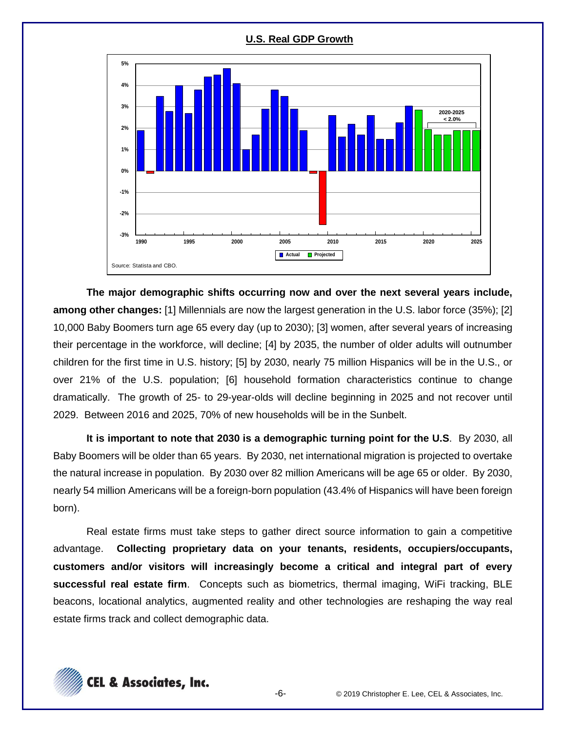**U.S. Real GDP Growth**

Source: Statista and CBO.

**The major demographic shifts occurring now and over the next several years include, among other changes:** [1] Millennials are now the largest generation in the U.S. labor force (35%); [2] 10,000 Baby Boomers turn age 65 every day (up to 2030); [3] women, after several years of increasing their percentage in the workforce, will decline; [4] by 2035, the number of older adults will outnumber children for the first time in U.S. history; [5] by 2030, nearly 75 million Hispanics will be in the U.S., or over 21% of the U.S. population; [6] household formation characteristics continue to change dramatically. The growth of 25- to 29-year-olds will decline beginning in 2025 and not recover until 2029. Between 2016 and 2025, 70% of new households will be in the Sunbelt.

**It is important to note that 2030 is a demographic turning point for the U.S**. By 2030, all Baby Boomers will be older than 65 years. By 2030, net international migration is projected to overtake the natural increase in population. By 2030 over 82 million Americans will be age 65 or older. By 2030, nearly 54 million Americans will be a foreign-born population (43.4% of Hispanics will have been foreign born).

Real estate firms must take steps to gather direct source information to gain a competitive advantage. **Collecting proprietary data on your tenants, residents, occupiers/occupants, customers and/or visitors will increasingly become a critical and integral part of every successful real estate firm**. Concepts such as biometrics, thermal imaging, WiFi tracking, BLE beacons, locational analytics, augmented reality and other technologies are reshaping the way real estate firms track and collect demographic data.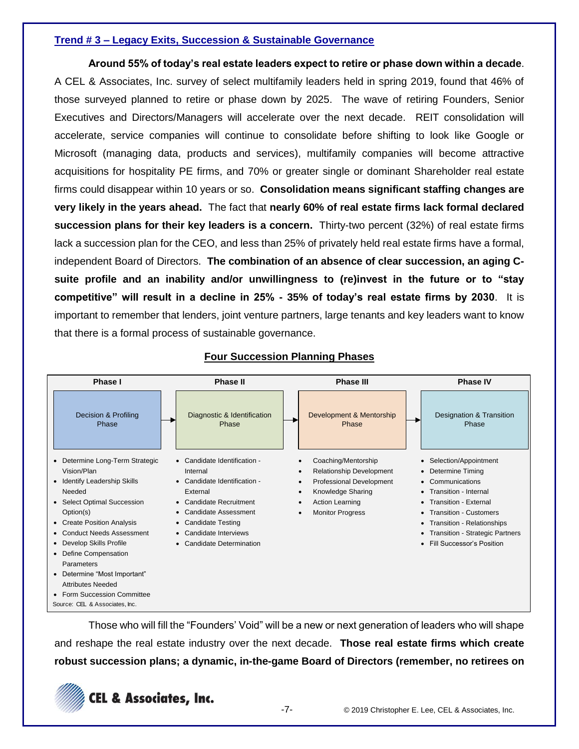## Trend # 3 – Legacy Exits, Succession & Sustainable Governance

**Around 55% of today's real estate leaders expect to retire or phase down within a decade**. A CEL & Associates, Inc. survey of select multifamily leaders held in spring 2019, found that 46% of those surveyed planned to retire or phase down by 2025. The wave of retiring Founders, Senior Executives and Directors/Managers will accelerate over the next decade. REIT consolidation will accelerate, service companies will continue to consolidate before shifting to look like Google or Microsoft (managing data, products and services), multifamily companies will become attractive acquisitions for hospitality PE firms, and 70% or greater single or dominant Shareholder real estate firms could disappear within 10 years or so. **Consolidation means significant staffing changes are very likely in the years ahead.** The fact that **nearly 60% of real estate firms lack formal declared succession plans for their key leaders is a concern.** Thirty-two percent (32%) of real estate firms lack a succession plan for the CEO, and less than 25% of privately held real estate firms have a formal, independent Board of Directors. **The combination of an absence of clear succession, an aging C-suite profile and an inability and/or unwillingness to (re)invest in the future or to "stay competitive" will result in a decline in 25% - 35% of today's real estate firms by 2030**. It is important to remember that lenders, joint venture partners, large tenants and key leaders want to know that there is a formal process of sustainable governance.

### Four Succession Planning Phases

| Phase I | Phase II | Phase III | Phase IV |
|---|---|---|---|
| Decision & Profiling Phase | Diagnostic & Identification Phase | Development & Mentorship Phase | Designation & Transition Phase |
| • Determine Long-Term Strategic Vision/Plan<br>• Identify Leadership Skills Needed<br>• Select Optimal Succession Option(s)<br>• Create Position Analysis<br>• Conduct Needs Assessment<br>• Develop Skills Profile<br>• Define Compensation Parameters<br>• Determine "Most Important" Attributes Needed<br>• Form Succession Committee | • Candidate Identification - Internal<br>• Candidate Identification - External<br>• Candidate Recruitment<br>• Candidate Assessment<br>• Candidate Testing<br>• Candidate Interviews<br>• Candidate Determination | • Coaching/Mentorship<br>• Relationship Development<br>• Professional Development<br>• Knowledge Sharing<br>• Action Learning<br>• Monitor Progress | • Selection/Appointment<br>• Determine Timing<br>• Communications<br>• Transition - Internal<br>• Transition - External<br>• Transition - Customers<br>• Transition - Relationships<br>• Transition - Strategic Partners<br>• Fill Successor's Position |

Source: CEL & Associates, Inc.

Those who will fill the "Founders' Void" will be a new or next generation of leaders who will shape and reshape the real estate industry over the next decade. **Those real estate firms which create robust succession plans; a dynamic, in-the-game Board of Directors (remember, no retirees on**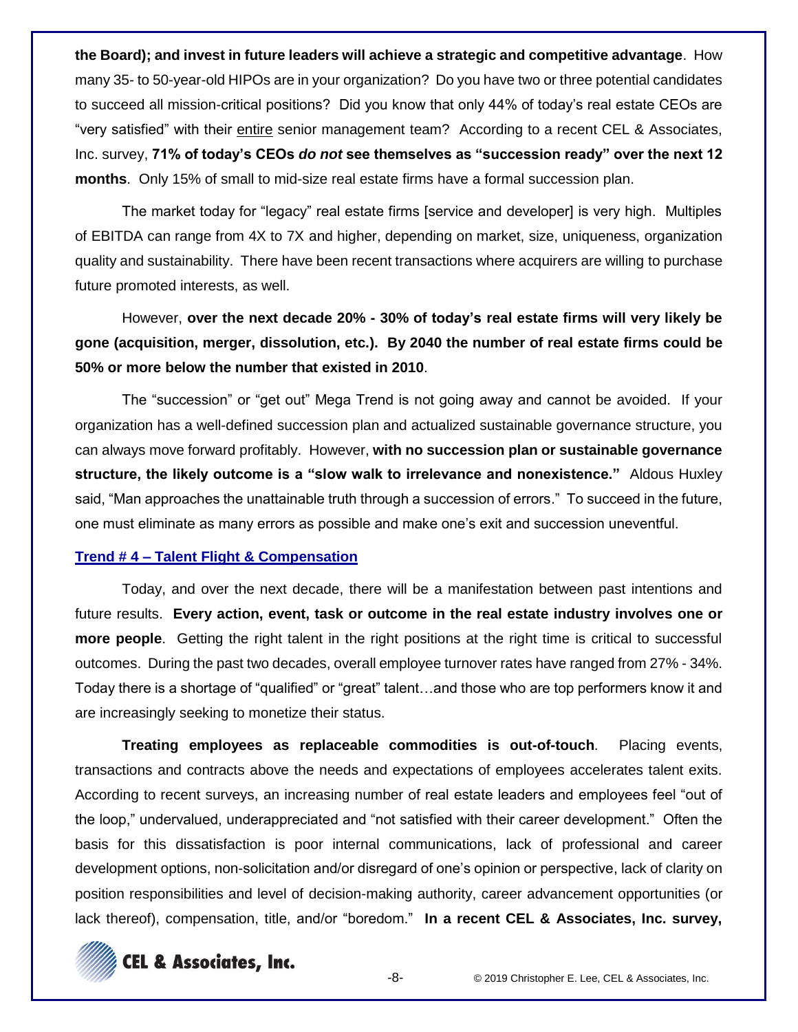**the Board); and invest in future leaders will achieve a strategic and competitive advantage**. How many 35- to 50-year-old HIPOs are in your organization? Do you have two or three potential candidates to succeed all mission-critical positions? Did you know that only 44% of today's real estate CEOs are "very satisfied" with their <u>entire</u> senior management team? According to a recent CEL & Associates, Inc. survey, **71% of today's CEOs *do not* see themselves as "succession ready" over the next 12 months**. Only 15% of small to mid-size real estate firms have a formal succession plan.

The market today for "legacy" real estate firms [service and developer] is very high. Multiples of EBITDA can range from 4X to 7X and higher, depending on market, size, uniqueness, organization quality and sustainability. There have been recent transactions where acquirers are willing to purchase future promoted interests, as well.

However, **over the next decade 20% - 30% of today's real estate firms will very likely be gone (acquisition, merger, dissolution, etc.). By 2040 the number of real estate firms could be 50% or more below the number that existed in 2010**.

The "succession" or "get out" Mega Trend is not going away and cannot be avoided. If your organization has a well-defined succession plan and actualized sustainable governance structure, you can always move forward profitably. However, **with no succession plan or sustainable governance structure, the likely outcome is a "slow walk to irrelevance and nonexistence."** Aldous Huxley said, "Man approaches the unattainable truth through a succession of errors." To succeed in the future, one must eliminate as many errors as possible and make one's exit and succession uneventful.

## Trend # 4 – Talent Flight & Compensation

Today, and over the next decade, there will be a manifestation between past intentions and future results. **Every action, event, task or outcome in the real estate industry involves one or more people**. Getting the right talent in the right positions at the right time is critical to successful outcomes. During the past two decades, overall employee turnover rates have ranged from 27% - 34%. Today there is a shortage of "qualified" or "great" talent…and those who are top performers know it and are increasingly seeking to monetize their status.

**Treating employees as replaceable commodities is out-of-touch**. Placing events, transactions and contracts above the needs and expectations of employees accelerates talent exits. According to recent surveys, an increasing number of real estate leaders and employees feel "out of the loop," undervalued, underappreciated and "not satisfied with their career development." Often the basis for this dissatisfaction is poor internal communications, lack of professional and career development options, non-solicitation and/or disregard of one's opinion or perspective, lack of clarity on position responsibilities and level of decision-making authority, career advancement opportunities (or lack thereof), compensation, title, and/or "boredom." **In a recent CEL & Associates, Inc. survey,**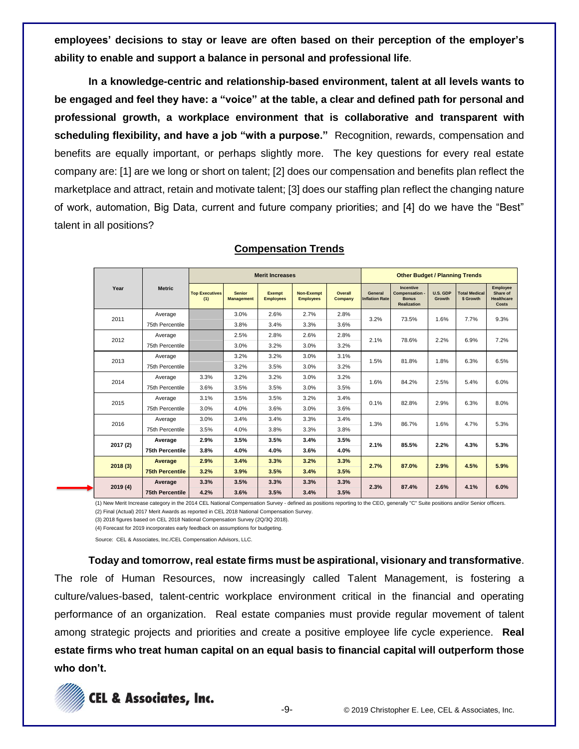**employees' decisions to stay or leave are often based on their perception of the employer's ability to enable and support a balance in personal and professional life**.

**In a knowledge-centric and relationship-based environment, talent at all levels wants to be engaged and feel they have: a "voice" at the table, a clear and defined path for personal and professional growth, a workplace environment that is collaborative and transparent with scheduling flexibility, and have a job "with a purpose."** Recognition, rewards, compensation and benefits are equally important, or perhaps slightly more. The key questions for every real estate company are: [1] are we long or short on talent; [2] does our compensation and benefits plan reflect the marketplace and attract, retain and motivate talent; [3] does our staffing plan reflect the changing nature of work, automation, Big Data, current and future company priorities; and [4] do we have the "Best" talent in all positions?

## Compensation Trends

| Year | Metric | Merit Increases | | | | | Other Budget / Planning Trends | | | | |
|---|---|---|---|---|---|---|---|---|---|---|---|
| | | Top Executives (1) | Senior Management | Exempt Employees | Non-Exempt Employees | Overall Company | General Inflation Rate | Incentive Compensation - Bonus Realization | U.S. GDP Growth | Total Medical $ Growth | Employee Share of Healthcare Costs |
| 2011 | Average | | 3.0% | 2.6% | 2.7% | 2.8% | 3.2% | 73.5% | 1.6% | 7.7% | 9.3% |
| | 75th Percentile | | 3.8% | 3.4% | 3.3% | 3.6% | | | | | |
| 2012 | Average | | 2.5% | 2.8% | 2.6% | 2.8% | 2.1% | 78.6% | 2.2% | 6.9% | 7.2% |
| | 75th Percentile | | 3.0% | 3.2% | 3.0% | 3.2% | | | | | |
| 2013 | Average | | 3.2% | 3.2% | 3.0% | 3.1% | 1.5% | 81.8% | 1.8% | 6.3% | 6.5% |
| | 75th Percentile | | 3.2% | 3.5% | 3.0% | 3.2% | | | | | |
| 2014 | Average | 3.3% | 3.2% | 3.2% | 3.0% | 3.2% | 1.6% | 84.2% | 2.5% | 5.4% | 6.0% |
| | 75th Percentile | 3.6% | 3.5% | 3.5% | 3.0% | 3.5% | | | | | |
| 2015 | Average | 3.1% | 3.5% | 3.5% | 3.2% | 3.4% | 0.1% | 82.8% | 2.9% | 6.3% | 8.0% |
| | 75th Percentile | 3.0% | 4.0% | 3.6% | 3.0% | 3.6% | | | | | |
| 2016 | Average | 3.0% | 3.4% | 3.4% | 3.3% | 3.4% | 1.3% | 86.7% | 1.6% | 4.7% | 5.3% |
| | 75th Percentile | 3.5% | 4.0% | 3.8% | 3.3% | 3.8% | | | | | |
| **2017 (2)** | **Average** | **2.9%** | **3.5%** | **3.5%** | **3.4%** | **3.5%** | **2.1%** | **85.5%** | **2.2%** | **4.3%** | **5.3%** |
| | **75th Percentile** | **3.8%** | **4.0%** | **4.0%** | **3.6%** | **4.0%** | | | | | |
| **2018 (3)** | **Average** | **2.9%** | **3.4%** | **3.3%** | **3.2%** | **3.3%** | **2.7%** | **87.0%** | **2.9%** | **4.5%** | **5.9%** |
| | **75th Percentile** | **3.2%** | **3.9%** | **3.5%** | **3.4%** | **3.5%** | | | | | |
| **2019 (4)** | **Average** | **3.3%** | **3.5%** | **3.3%** | **3.3%** | **3.3%** | **2.3%** | **87.4%** | **2.6%** | **4.1%** | **6.0%** |
| | **75th Percentile** | **4.2%** | **3.6%** | **3.5%** | **3.4%** | **3.5%** | | | | | |

(1) New Merit Increase category in the 2014 CEL National Compensation Survey - defined as positions reporting to the CEO, generally "C" Suite positions and/or Senior officers.

(2) Final (Actual) 2017 Merit Awards as reported in CEL 2018 National Compensation Survey.

(3) 2018 figures based on CEL 2018 National Compensation Survey (2Q/3Q 2018).

(4) Forecast for 2019 incorporates early feedback on assumptions for budgeting.

Source: CEL & Associates, Inc./CEL Compensation Advisors, LLC.

**Today and tomorrow, real estate firms must be aspirational, visionary and transformative**. The role of Human Resources, now increasingly called Talent Management, is fostering a culture/values-based, talent-centric workplace environment critical in the financial and operating performance of an organization. Real estate companies must provide regular movement of talent among strategic projects and priorities and create a positive employee life cycle experience. **Real estate firms who treat human capital on an equal basis to financial capital will outperform those who don't.**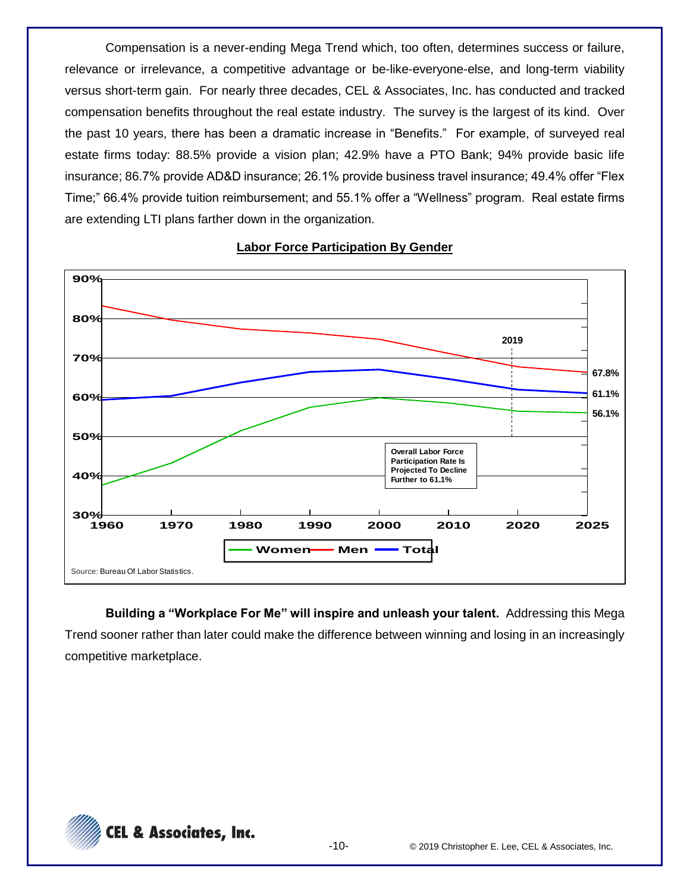Compensation is a never-ending Mega Trend which, too often, determines success or failure, relevance or irrelevance, a competitive advantage or be-like-everyone-else, and long-term viability versus short-term gain. For nearly three decades, CEL & Associates, Inc. has conducted and tracked compensation benefits throughout the real estate industry. The survey is the largest of its kind. Over the past 10 years, there has been a dramatic increase in "Benefits." For example, of surveyed real estate firms today: 88.5% provide a vision plan; 42.9% have a PTO Bank; 94% provide basic life insurance; 86.7% provide AD&D insurance; 26.1% provide business travel insurance; 49.4% offer "Flex Time;" 66.4% provide tuition reimbursement; and 55.1% offer a "Wellness" program. Real estate firms are extending LTI plans farther down in the organization.

**Labor Force Participation By Gender**

Overall Labor Force Participation Rate Is Projected To Decline Further to 61.1%

Legend: Women, Men, Total. 2019 marked. 2025 values: Men 67.8%, Total 61.1%, Women 56.1%.

Source: Bureau Of Labor Statistics.

**Building a "Workplace For Me" will inspire and unleash your talent.** Addressing this Mega Trend sooner rather than later could make the difference between winning and losing in an increasingly competitive marketplace.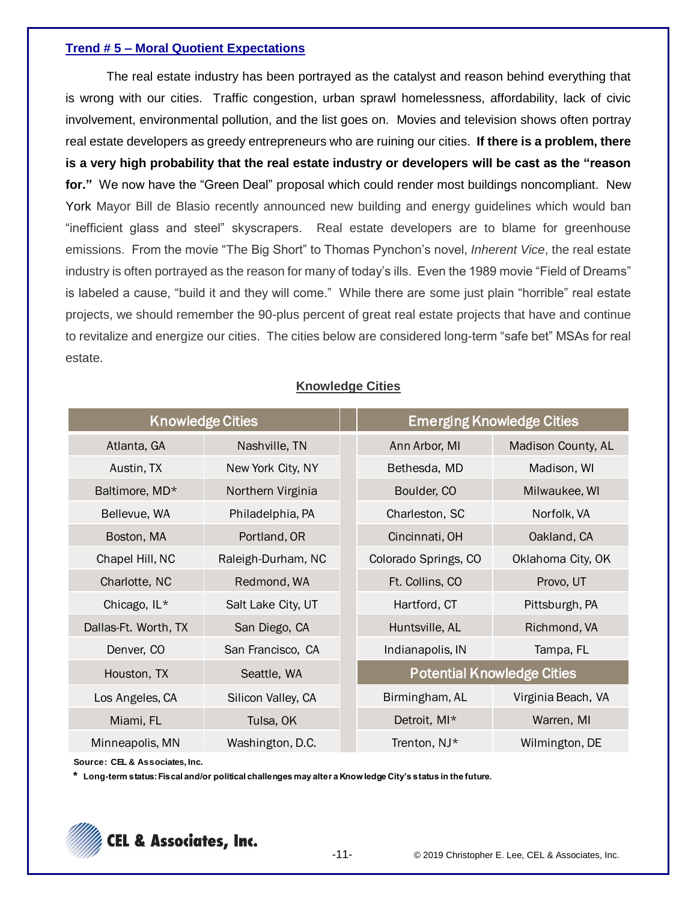### Trend # 5 – Moral Quotient Expectations

The real estate industry has been portrayed as the catalyst and reason behind everything that is wrong with our cities. Traffic congestion, urban sprawl homelessness, affordability, lack of civic involvement, environmental pollution, and the list goes on. Movies and television shows often portray real estate developers as greedy entrepreneurs who are ruining our cities. **If there is a problem, there is a very high probability that the real estate industry or developers will be cast as the "reason for."** We now have the "Green Deal" proposal which could render most buildings noncompliant. New York Mayor Bill de Blasio recently announced new building and energy guidelines which would ban "inefficient glass and steel" skyscrapers. Real estate developers are to blame for greenhouse emissions. From the movie "The Big Short" to Thomas Pynchon's novel, *Inherent Vice*, the real estate industry is often portrayed as the reason for many of today's ills. Even the 1989 movie "Field of Dreams" is labeled a cause, "build it and they will come." While there are some just plain "horrible" real estate projects, we should remember the 90-plus percent of great real estate projects that have and continue to revitalize and energize our cities. The cities below are considered long-term "safe bet" MSAs for real estate.

**Knowledge Cities**

| Knowledge Cities | | | Emerging Knowledge Cities | |
|---|---|---|---|---|
| Atlanta, GA | Nashville, TN | | Ann Arbor, MI | Madison County, AL |
| Austin, TX | New York City, NY | | Bethesda, MD | Madison, WI |
| Baltimore, MD* | Northern Virginia | | Boulder, CO | Milwaukee, WI |
| Bellevue, WA | Philadelphia, PA | | Charleston, SC | Norfolk, VA |
| Boston, MA | Portland, OR | | Cincinnati, OH | Oakland, CA |
| Chapel Hill, NC | Raleigh-Durham, NC | | Colorado Springs, CO | Oklahoma City, OK |
| Charlotte, NC | Redmond, WA | | Ft. Collins, CO | Provo, UT |
| Chicago, IL* | Salt Lake City, UT | | Hartford, CT | Pittsburgh, PA |
| Dallas-Ft. Worth, TX | San Diego, CA | | Huntsville, AL | Richmond, VA |
| Denver, CO | San Francisco, CA | | Indianapolis, IN | Tampa, FL |
| Houston, TX | Seattle, WA | | **Potential Knowledge Cities** | |
| Los Angeles, CA | Silicon Valley, CA | | Birmingham, AL | Virginia Beach, VA |
| Miami, FL | Tulsa, OK | | Detroit, MI* | Warren, MI |
| Minneapolis, MN | Washington, D.C. | | Trenton, NJ* | Wilmington, DE |

**Source: CEL & Associates, Inc.**

**\* Long-term status: Fiscal and/or political challenges may alter a Knowledge City's status in the future.**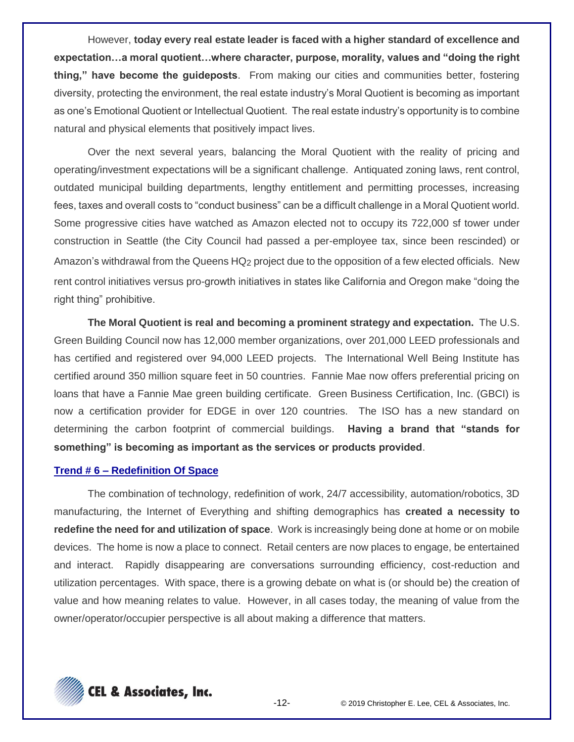However, **today every real estate leader is faced with a higher standard of excellence and expectation…a moral quotient…where character, purpose, morality, values and "doing the right thing," have become the guideposts**. From making our cities and communities better, fostering diversity, protecting the environment, the real estate industry's Moral Quotient is becoming as important as one's Emotional Quotient or Intellectual Quotient. The real estate industry's opportunity is to combine natural and physical elements that positively impact lives.

Over the next several years, balancing the Moral Quotient with the reality of pricing and operating/investment expectations will be a significant challenge. Antiquated zoning laws, rent control, outdated municipal building departments, lengthy entitlement and permitting processes, increasing fees, taxes and overall costs to "conduct business" can be a difficult challenge in a Moral Quotient world. Some progressive cities have watched as Amazon elected not to occupy its 722,000 sf tower under construction in Seattle (the City Council had passed a per-employee tax, since been rescinded) or Amazon's withdrawal from the Queens $HQ_2$ project due to the opposition of a few elected officials. New rent control initiatives versus pro-growth initiatives in states like California and Oregon make "doing the right thing" prohibitive.

**The Moral Quotient is real and becoming a prominent strategy and expectation.** The U.S. Green Building Council now has 12,000 member organizations, over 201,000 LEED professionals and has certified and registered over 94,000 LEED projects. The International Well Being Institute has certified around 350 million square feet in 50 countries. Fannie Mae now offers preferential pricing on loans that have a Fannie Mae green building certificate. Green Business Certification, Inc. (GBCI) is now a certification provider for EDGE in over 120 countries. The ISO has a new standard on determining the carbon footprint of commercial buildings. **Having a brand that "stands for something" is becoming as important as the services or products provided**.

## Trend # 6 – Redefinition Of Space

The combination of technology, redefinition of work, 24/7 accessibility, automation/robotics, 3D manufacturing, the Internet of Everything and shifting demographics has **created a necessity to redefine the need for and utilization of space**. Work is increasingly being done at home or on mobile devices. The home is now a place to connect. Retail centers are now places to engage, be entertained and interact. Rapidly disappearing are conversations surrounding efficiency, cost-reduction and utilization percentages. With space, there is a growing debate on what is (or should be) the creation of value and how meaning relates to value. However, in all cases today, the meaning of value from the owner/operator/occupier perspective is all about making a difference that matters.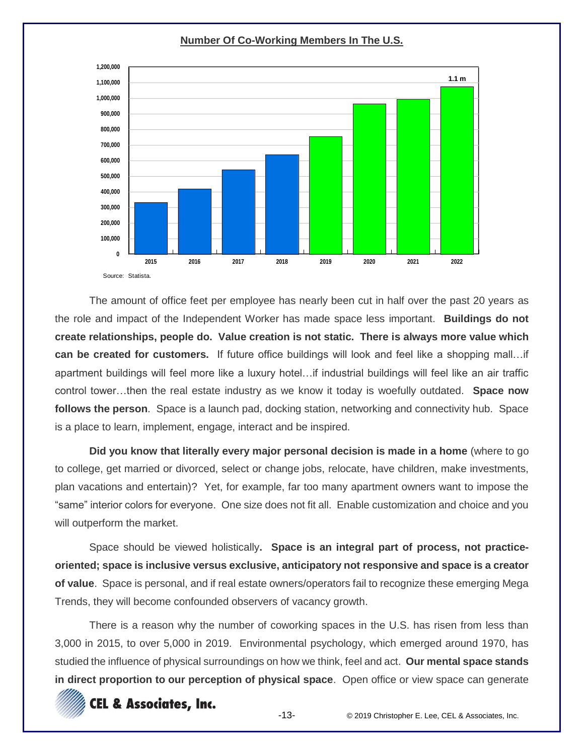**Number Of Co-Working Members In The U.S.**

1.1 m

Source: Statista.

The amount of office feet per employee has nearly been cut in half over the past 20 years as the role and impact of the Independent Worker has made space less important. **Buildings do not create relationships, people do. Value creation is not static. There is always more value which can be created for customers.** If future office buildings will look and feel like a shopping mall…if apartment buildings will feel more like a luxury hotel…if industrial buildings will feel like an air traffic control tower…then the real estate industry as we know it today is woefully outdated. **Space now follows the person**. Space is a launch pad, docking station, networking and connectivity hub. Space is a place to learn, implement, engage, interact and be inspired.

**Did you know that literally every major personal decision is made in a home** (where to go to college, get married or divorced, select or change jobs, relocate, have children, make investments, plan vacations and entertain)? Yet, for example, far too many apartment owners want to impose the "same" interior colors for everyone. One size does not fit all. Enable customization and choice and you will outperform the market.

Space should be viewed holistically**. Space is an integral part of process, not practice-oriented; space is inclusive versus exclusive, anticipatory not responsive and space is a creator of value**. Space is personal, and if real estate owners/operators fail to recognize these emerging Mega Trends, they will become confounded observers of vacancy growth.

There is a reason why the number of coworking spaces in the U.S. has risen from less than 3,000 in 2015, to over 5,000 in 2019. Environmental psychology, which emerged around 1970, has studied the influence of physical surroundings on how we think, feel and act. **Our mental space stands in direct proportion to our perception of physical space**. Open office or view space can generate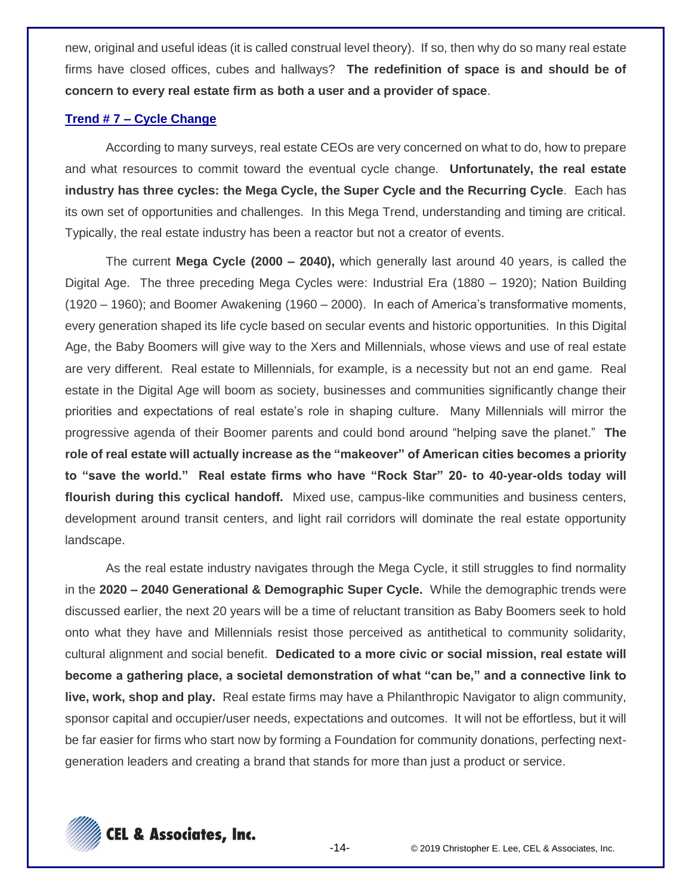new, original and useful ideas (it is called construal level theory). If so, then why do so many real estate firms have closed offices, cubes and hallways? **The redefinition of space is and should be of concern to every real estate firm as both a user and a provider of space**.

## Trend # 7 – Cycle Change

According to many surveys, real estate CEOs are very concerned on what to do, how to prepare and what resources to commit toward the eventual cycle change. **Unfortunately, the real estate industry has three cycles: the Mega Cycle, the Super Cycle and the Recurring Cycle**. Each has its own set of opportunities and challenges. In this Mega Trend, understanding and timing are critical. Typically, the real estate industry has been a reactor but not a creator of events.

The current **Mega Cycle (2000 – 2040),** which generally last around 40 years, is called the Digital Age. The three preceding Mega Cycles were: Industrial Era (1880 – 1920); Nation Building (1920 – 1960); and Boomer Awakening (1960 – 2000). In each of America's transformative moments, every generation shaped its life cycle based on secular events and historic opportunities. In this Digital Age, the Baby Boomers will give way to the Xers and Millennials, whose views and use of real estate are very different. Real estate to Millennials, for example, is a necessity but not an end game. Real estate in the Digital Age will boom as society, businesses and communities significantly change their priorities and expectations of real estate's role in shaping culture. Many Millennials will mirror the progressive agenda of their Boomer parents and could bond around "helping save the planet." **The role of real estate will actually increase as the "makeover" of American cities becomes a priority to "save the world." Real estate firms who have "Rock Star" 20- to 40-year-olds today will flourish during this cyclical handoff.** Mixed use, campus-like communities and business centers, development around transit centers, and light rail corridors will dominate the real estate opportunity landscape.

As the real estate industry navigates through the Mega Cycle, it still struggles to find normality in the **2020 – 2040 Generational & Demographic Super Cycle.** While the demographic trends were discussed earlier, the next 20 years will be a time of reluctant transition as Baby Boomers seek to hold onto what they have and Millennials resist those perceived as antithetical to community solidarity, cultural alignment and social benefit. **Dedicated to a more civic or social mission, real estate will become a gathering place, a societal demonstration of what "can be," and a connective link to live, work, shop and play.** Real estate firms may have a Philanthropic Navigator to align community, sponsor capital and occupier/user needs, expectations and outcomes. It will not be effortless, but it will be far easier for firms who start now by forming a Foundation for community donations, perfecting next-generation leaders and creating a brand that stands for more than just a product or service.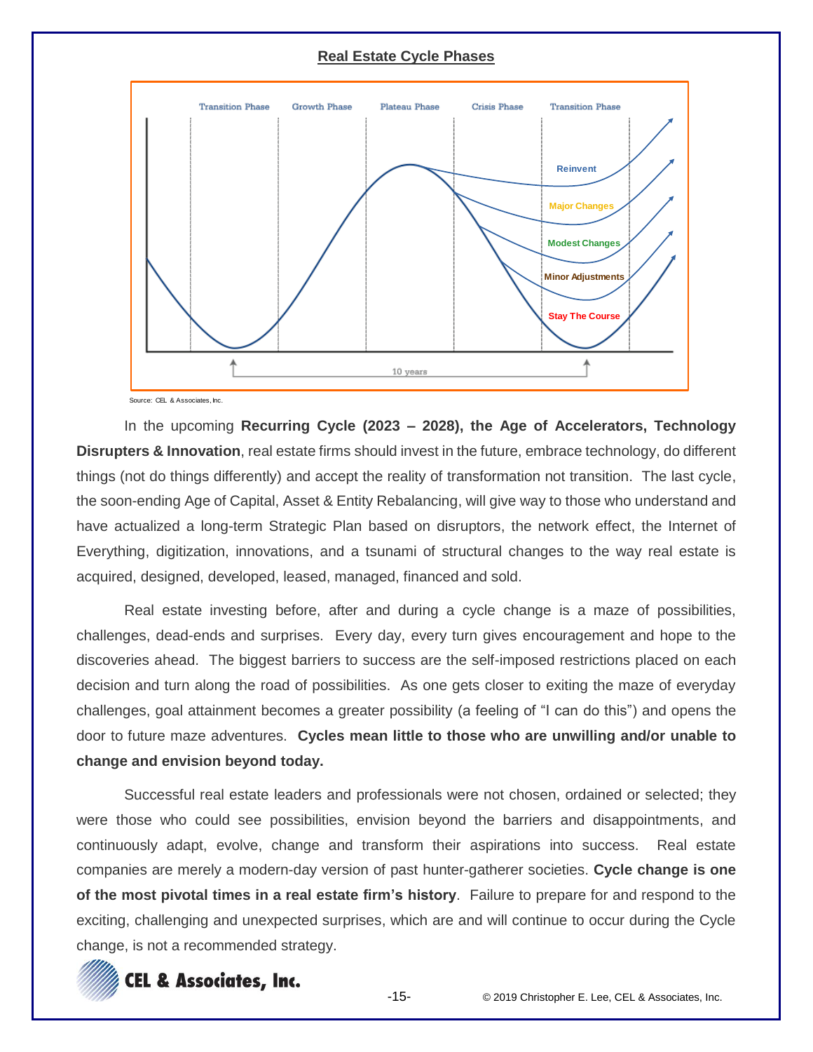**Real Estate Cycle Phases**

Source: CEL & Associates, Inc.

In the upcoming **Recurring Cycle (2023 – 2028), the Age of Accelerators, Technology Disrupters & Innovation**, real estate firms should invest in the future, embrace technology, do different things (not do things differently) and accept the reality of transformation not transition. The last cycle, the soon-ending Age of Capital, Asset & Entity Rebalancing, will give way to those who understand and have actualized a long-term Strategic Plan based on disruptors, the network effect, the Internet of Everything, digitization, innovations, and a tsunami of structural changes to the way real estate is acquired, designed, developed, leased, managed, financed and sold.

Real estate investing before, after and during a cycle change is a maze of possibilities, challenges, dead-ends and surprises. Every day, every turn gives encouragement and hope to the discoveries ahead. The biggest barriers to success are the self-imposed restrictions placed on each decision and turn along the road of possibilities. As one gets closer to exiting the maze of everyday challenges, goal attainment becomes a greater possibility (a feeling of "I can do this") and opens the door to future maze adventures. **Cycles mean little to those who are unwilling and/or unable to change and envision beyond today.**

Successful real estate leaders and professionals were not chosen, ordained or selected; they were those who could see possibilities, envision beyond the barriers and disappointments, and continuously adapt, evolve, change and transform their aspirations into success. Real estate companies are merely a modern-day version of past hunter-gatherer societies. **Cycle change is one of the most pivotal times in a real estate firm's history**. Failure to prepare for and respond to the exciting, challenging and unexpected surprises, which are and will continue to occur during the Cycle change, is not a recommended strategy.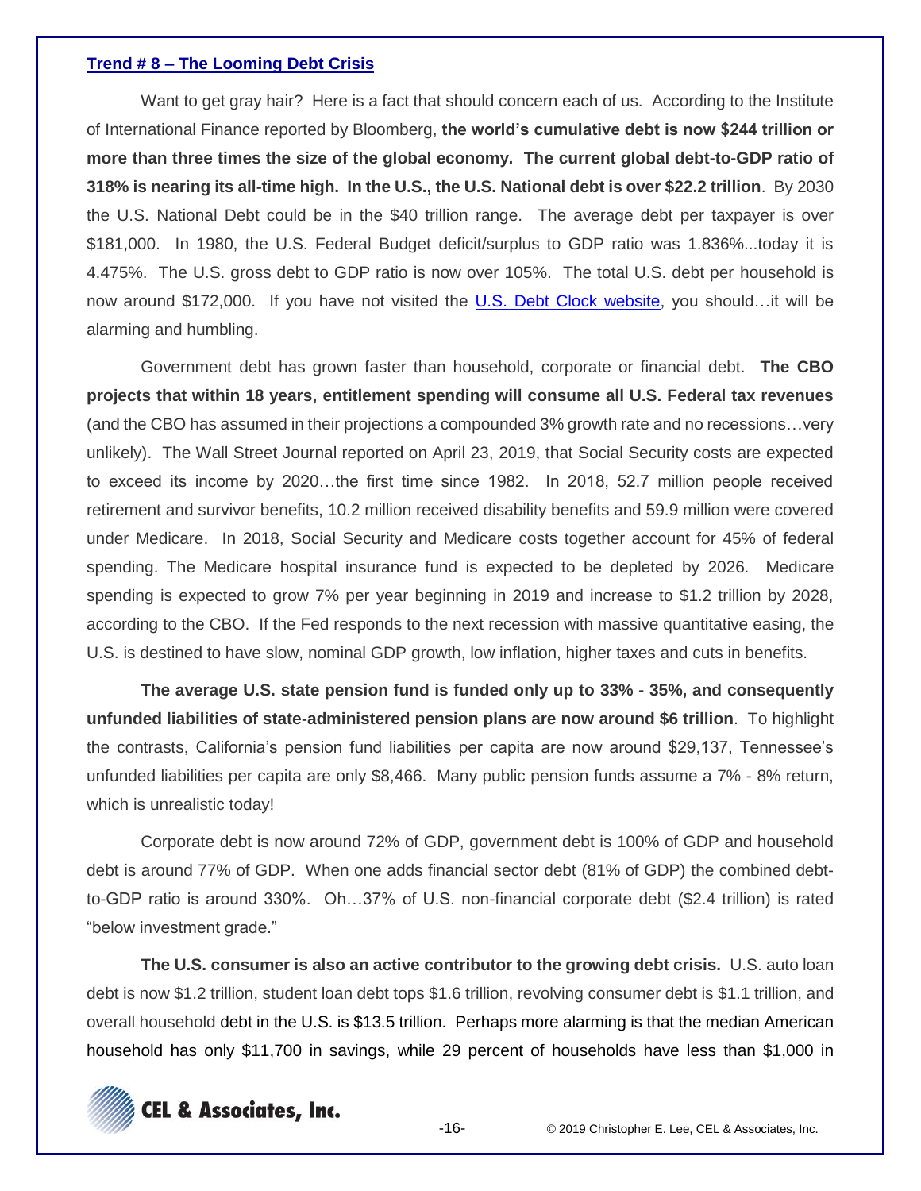## Trend # 8 – The Looming Debt Crisis

Want to get gray hair? Here is a fact that should concern each of us. According to the Institute of International Finance reported by Bloomberg, **the world's cumulative debt is now $244 trillion or more than three times the size of the global economy. The current global debt-to-GDP ratio of 318% is nearing its all-time high. In the U.S., the U.S. National debt is over $22.2 trillion**. By 2030 the U.S. National Debt could be in the $40 trillion range. The average debt per taxpayer is over $181,000. In 1980, the U.S. Federal Budget deficit/surplus to GDP ratio was 1.836%...today it is 4.475%. The U.S. gross debt to GDP ratio is now over 105%. The total U.S. debt per household is now around $172,000. If you have not visited the U.S. Debt Clock website, you should…it will be alarming and humbling.

Government debt has grown faster than household, corporate or financial debt. **The CBO projects that within 18 years, entitlement spending will consume all U.S. Federal tax revenues** (and the CBO has assumed in their projections a compounded 3% growth rate and no recessions…very unlikely). The Wall Street Journal reported on April 23, 2019, that Social Security costs are expected to exceed its income by 2020…the first time since 1982. In 2018, 52.7 million people received retirement and survivor benefits, 10.2 million received disability benefits and 59.9 million were covered under Medicare. In 2018, Social Security and Medicare costs together account for 45% of federal spending. The Medicare hospital insurance fund is expected to be depleted by 2026. Medicare spending is expected to grow 7% per year beginning in 2019 and increase to $1.2 trillion by 2028, according to the CBO. If the Fed responds to the next recession with massive quantitative easing, the U.S. is destined to have slow, nominal GDP growth, low inflation, higher taxes and cuts in benefits.

**The average U.S. state pension fund is funded only up to 33% - 35%, and consequently unfunded liabilities of state-administered pension plans are now around $6 trillion**. To highlight the contrasts, California's pension fund liabilities per capita are now around $29,137, Tennessee's unfunded liabilities per capita are only $8,466. Many public pension funds assume a 7% - 8% return, which is unrealistic today!

Corporate debt is now around 72% of GDP, government debt is 100% of GDP and household debt is around 77% of GDP. When one adds financial sector debt (81% of GDP) the combined debt-to-GDP ratio is around 330%. Oh…37% of U.S. non-financial corporate debt ($2.4 trillion) is rated "below investment grade."

**The U.S. consumer is also an active contributor to the growing debt crisis.** U.S. auto loan debt is now $1.2 trillion, student loan debt tops $1.6 trillion, revolving consumer debt is $1.1 trillion, and overall household debt in the U.S. is $13.5 trillion. Perhaps more alarming is that the median American household has only $11,700 in savings, while 29 percent of households have less than $1,000 in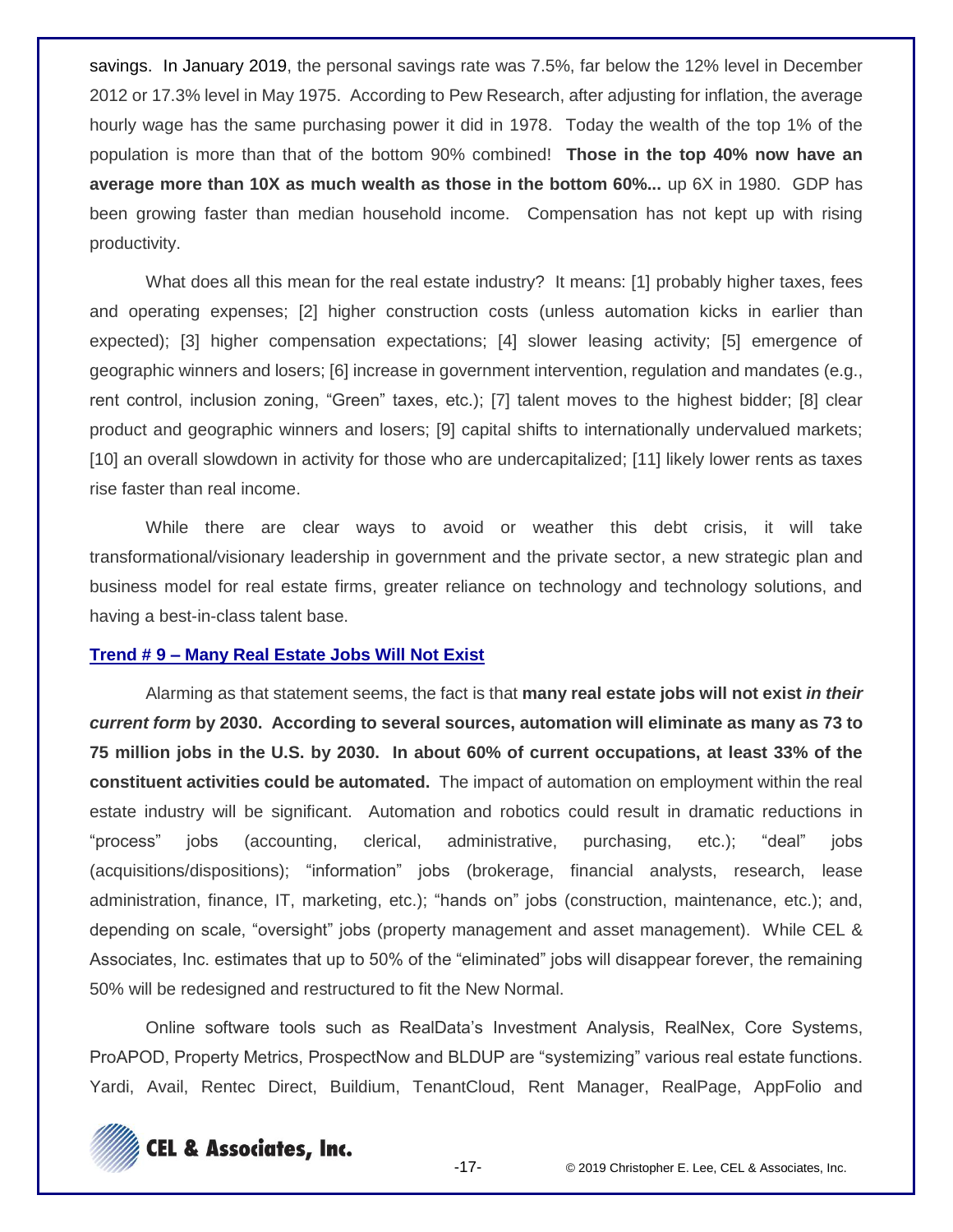savings. In January 2019, the personal savings rate was 7.5%, far below the 12% level in December 2012 or 17.3% level in May 1975. According to Pew Research, after adjusting for inflation, the average hourly wage has the same purchasing power it did in 1978. Today the wealth of the top 1% of the population is more than that of the bottom 90% combined! **Those in the top 40% now have an average more than 10X as much wealth as those in the bottom 60%...** up 6X in 1980. GDP has been growing faster than median household income. Compensation has not kept up with rising productivity.

What does all this mean for the real estate industry? It means: [1] probably higher taxes, fees and operating expenses; [2] higher construction costs (unless automation kicks in earlier than expected); [3] higher compensation expectations; [4] slower leasing activity; [5] emergence of geographic winners and losers; [6] increase in government intervention, regulation and mandates (e.g., rent control, inclusion zoning, "Green" taxes, etc.); [7] talent moves to the highest bidder; [8] clear product and geographic winners and losers; [9] capital shifts to internationally undervalued markets; [10] an overall slowdown in activity for those who are undercapitalized; [11] likely lower rents as taxes rise faster than real income.

While there are clear ways to avoid or weather this debt crisis, it will take transformational/visionary leadership in government and the private sector, a new strategic plan and business model for real estate firms, greater reliance on technology and technology solutions, and having a best-in-class talent base.

## Trend # 9 – Many Real Estate Jobs Will Not Exist

Alarming as that statement seems, the fact is that **many real estate jobs will not exist *in their current form* by 2030. According to several sources, automation will eliminate as many as 73 to 75 million jobs in the U.S. by 2030. In about 60% of current occupations, at least 33% of the constituent activities could be automated.** The impact of automation on employment within the real estate industry will be significant. Automation and robotics could result in dramatic reductions in "process" jobs (accounting, clerical, administrative, purchasing, etc.); "deal" jobs (acquisitions/dispositions); "information" jobs (brokerage, financial analysts, research, lease administration, finance, IT, marketing, etc.); "hands on" jobs (construction, maintenance, etc.); and, depending on scale, "oversight" jobs (property management and asset management). While CEL & Associates, Inc. estimates that up to 50% of the "eliminated" jobs will disappear forever, the remaining 50% will be redesigned and restructured to fit the New Normal.

Online software tools such as RealData's Investment Analysis, RealNex, Core Systems, ProAPOD, Property Metrics, ProspectNow and BLDUP are "systemizing" various real estate functions. Yardi, Avail, Rentec Direct, Buildium, TenantCloud, Rent Manager, RealPage, AppFolio and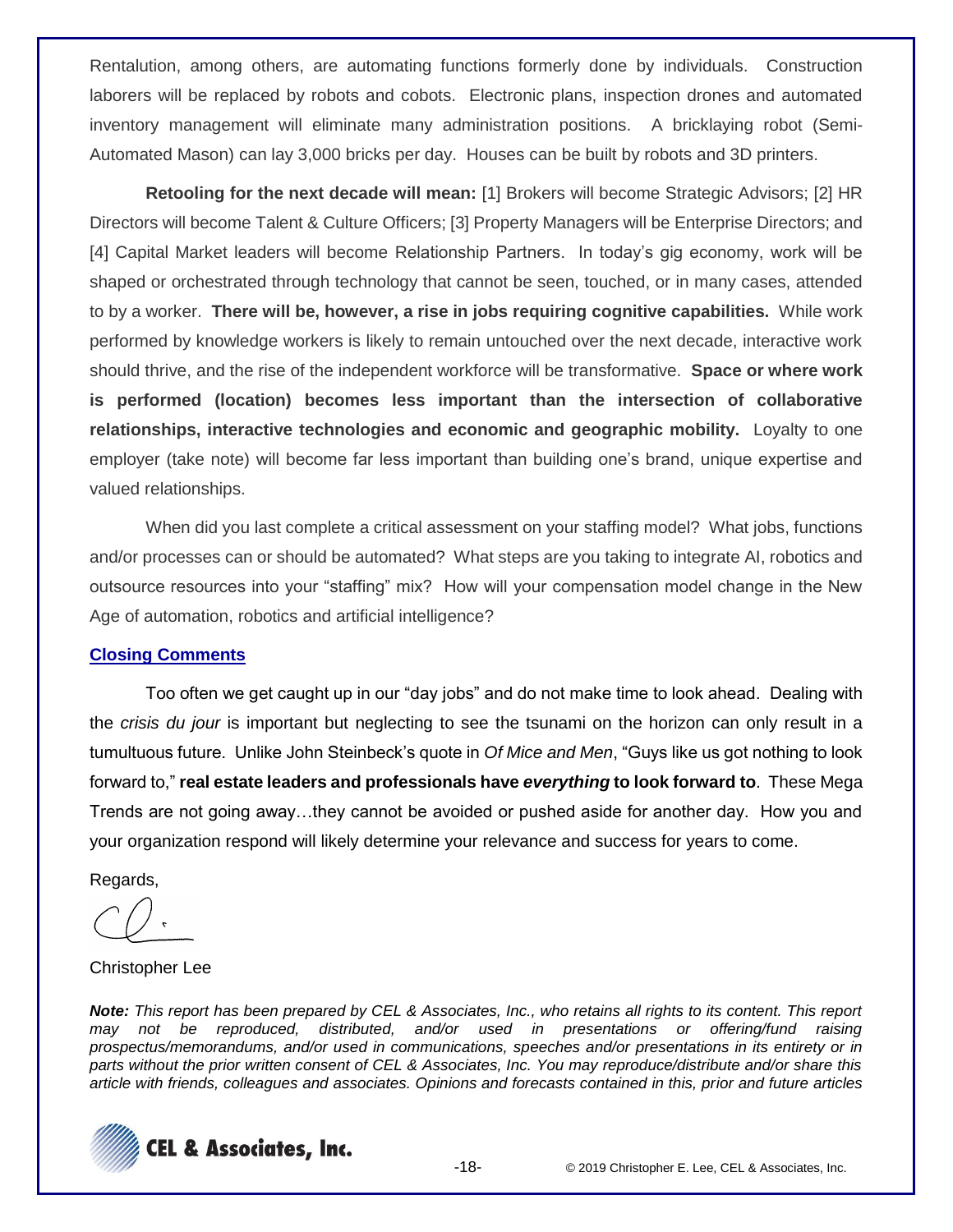Rentalution, among others, are automating functions formerly done by individuals. Construction laborers will be replaced by robots and cobots. Electronic plans, inspection drones and automated inventory management will eliminate many administration positions. A bricklaying robot (Semi-Automated Mason) can lay 3,000 bricks per day. Houses can be built by robots and 3D printers.

**Retooling for the next decade will mean:** [1] Brokers will become Strategic Advisors; [2] HR Directors will become Talent & Culture Officers; [3] Property Managers will be Enterprise Directors; and [4] Capital Market leaders will become Relationship Partners. In today's gig economy, work will be shaped or orchestrated through technology that cannot be seen, touched, or in many cases, attended to by a worker. **There will be, however, a rise in jobs requiring cognitive capabilities.** While work performed by knowledge workers is likely to remain untouched over the next decade, interactive work should thrive, and the rise of the independent workforce will be transformative. **Space or where work is performed (location) becomes less important than the intersection of collaborative relationships, interactive technologies and economic and geographic mobility.** Loyalty to one employer (take note) will become far less important than building one's brand, unique expertise and valued relationships.

When did you last complete a critical assessment on your staffing model? What jobs, functions and/or processes can or should be automated? What steps are you taking to integrate AI, robotics and outsource resources into your "staffing" mix? How will your compensation model change in the New Age of automation, robotics and artificial intelligence?

## Closing Comments

Too often we get caught up in our "day jobs" and do not make time to look ahead. Dealing with the *crisis du jour* is important but neglecting to see the tsunami on the horizon can only result in a tumultuous future. Unlike John Steinbeck's quote in *Of Mice and Men*, "Guys like us got nothing to look forward to," **real estate leaders and professionals have *everything* to look forward to**. These Mega Trends are not going away…they cannot be avoided or pushed aside for another day. How you and your organization respond will likely determine your relevance and success for years to come.

Regards,

Christopher Lee

***Note:*** *This report has been prepared by CEL & Associates, Inc., who retains all rights to its content. This report may not be reproduced, distributed, and/or used in presentations or offering/fund raising prospectus/memorandums, and/or used in communications, speeches and/or presentations in its entirety or in parts without the prior written consent of CEL & Associates, Inc. You may reproduce/distribute and/or share this article with friends, colleagues and associates. Opinions and forecasts contained in this, prior and future articles*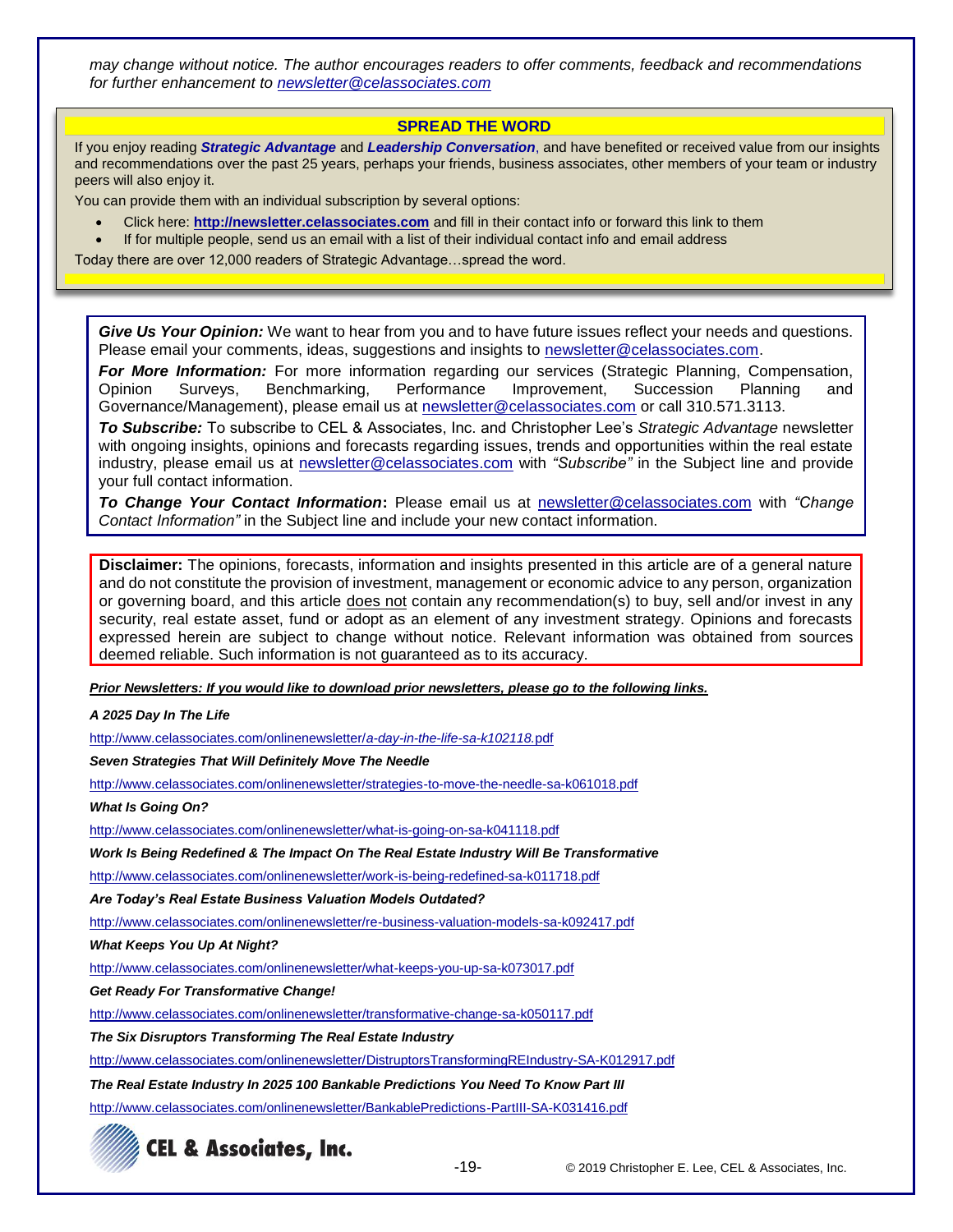*may change without notice. The author encourages readers to offer comments, feedback and recommendations for further enhancement to newsletter@celassociates.com*

**SPREAD THE WORD**

If you enjoy reading ***Strategic Advantage*** and ***Leadership Conversation***, and have benefited or received value from our insights and recommendations over the past 25 years, perhaps your friends, business associates, other members of your team or industry peers will also enjoy it.

You can provide them with an individual subscription by several options:

- Click here: **http://newsletter.celassociates.com** and fill in their contact info or forward this link to them
- If for multiple people, send us an email with a list of their individual contact info and email address

Today there are over 12,000 readers of Strategic Advantage…spread the word.

***Give Us Your Opinion:*** We want to hear from you and to have future issues reflect your needs and questions. Please email your comments, ideas, suggestions and insights to newsletter@celassociates.com.

***For More Information:*** For more information regarding our services (Strategic Planning, Compensation, Opinion Surveys, Benchmarking, Performance Improvement, Succession Planning and Governance/Management), please email us at newsletter@celassociates.com or call 310.571.3113.

***To Subscribe:*** To subscribe to CEL & Associates, Inc. and Christopher Lee's *Strategic Advantage* newsletter with ongoing insights, opinions and forecasts regarding issues, trends and opportunities within the real estate industry, please email us at newsletter@celassociates.com with *"Subscribe"* in the Subject line and provide your full contact information.

***To Change Your Contact Information*:** Please email us at newsletter@celassociates.com with *"Change Contact Information"* in the Subject line and include your new contact information.

**Disclaimer:** The opinions, forecasts, information and insights presented in this article are of a general nature and do not constitute the provision of investment, management or economic advice to any person, organization or governing board, and this article does not contain any recommendation(s) to buy, sell and/or invest in any security, real estate asset, fund or adopt as an element of any investment strategy. Opinions and forecasts expressed herein are subject to change without notice. Relevant information was obtained from sources deemed reliable. Such information is not guaranteed as to its accuracy.

***Prior Newsletters: If you would like to download prior newsletters, please go to the following links.***

***A 2025 Day In The Life***

http://www.celassociates.com/onlinenewsletter/a-day-in-the-life-sa-k102118.pdf

***Seven Strategies That Will Definitely Move The Needle***

http://www.celassociates.com/onlinenewsletter/strategies-to-move-the-needle-sa-k061018.pdf

***What Is Going On?***

http://www.celassociates.com/onlinenewsletter/what-is-going-on-sa-k041118.pdf

***Work Is Being Redefined & The Impact On The Real Estate Industry Will Be Transformative***

http://www.celassociates.com/onlinenewsletter/work-is-being-redefined-sa-k011718.pdf

***Are Today's Real Estate Business Valuation Models Outdated?***

http://www.celassociates.com/onlinenewsletter/re-business-valuation-models-sa-k092417.pdf

***What Keeps You Up At Night?***

http://www.celassociates.com/onlinenewsletter/what-keeps-you-up-sa-k073017.pdf

***Get Ready For Transformative Change!***

http://www.celassociates.com/onlinenewsletter/transformative-change-sa-k050117.pdf

***The Six Disruptors Transforming The Real Estate Industry***

http://www.celassociates.com/onlinenewsletter/DistruptorsTransformingREIndustry-SA-K012917.pdf

***The Real Estate Industry In 2025 100 Bankable Predictions You Need To Know Part III***

http://www.celassociates.com/onlinenewsletter/BankablePredictions-PartIII-SA-K031416.pdf

CEL & Associates, Inc.

© 2019 Christopher E. Lee, CEL & Associates, Inc.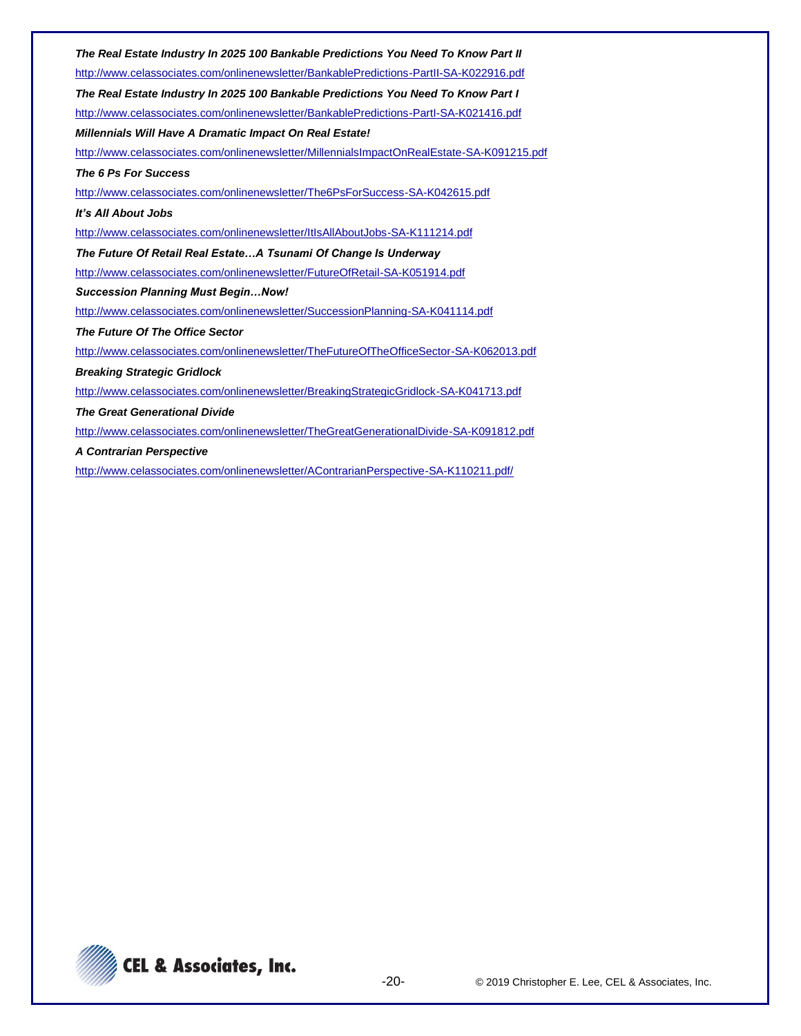***The Real Estate Industry In 2025 100 Bankable Predictions You Need To Know Part II***

http://www.celassociates.com/onlinenewsletter/BankablePredictions-PartII-SA-K022916.pdf

***The Real Estate Industry In 2025 100 Bankable Predictions You Need To Know Part I***

http://www.celassociates.com/onlinenewsletter/BankablePredictions-PartI-SA-K021416.pdf

***Millennials Will Have A Dramatic Impact On Real Estate!***

http://www.celassociates.com/onlinenewsletter/MillennialsImpactOnRealEstate-SA-K091215.pdf

***The 6 Ps For Success***

http://www.celassociates.com/onlinenewsletter/The6PsForSuccess-SA-K042615.pdf

***It's All About Jobs***

http://www.celassociates.com/onlinenewsletter/ItIsAllAboutJobs-SA-K111214.pdf

***The Future Of Retail Real Estate…A Tsunami Of Change Is Underway***

http://www.celassociates.com/onlinenewsletter/FutureOfRetail-SA-K051914.pdf

***Succession Planning Must Begin…Now!***

http://www.celassociates.com/onlinenewsletter/SuccessionPlanning-SA-K041114.pdf

***The Future Of The Office Sector***

http://www.celassociates.com/onlinenewsletter/TheFutureOfTheOfficeSector-SA-K062013.pdf

***Breaking Strategic Gridlock***

http://www.celassociates.com/onlinenewsletter/BreakingStrategicGridlock-SA-K041713.pdf

***The Great Generational Divide***

http://www.celassociates.com/onlinenewsletter/TheGreatGenerationalDivide-SA-K091812.pdf

***A Contrarian Perspective***

http://www.celassociates.com/onlinenewsletter/AContrarianPerspective-SA-K110211.pdf/

CEL & Associates, Inc.

© 2019 Christopher E. Lee, CEL & Associates, Inc.